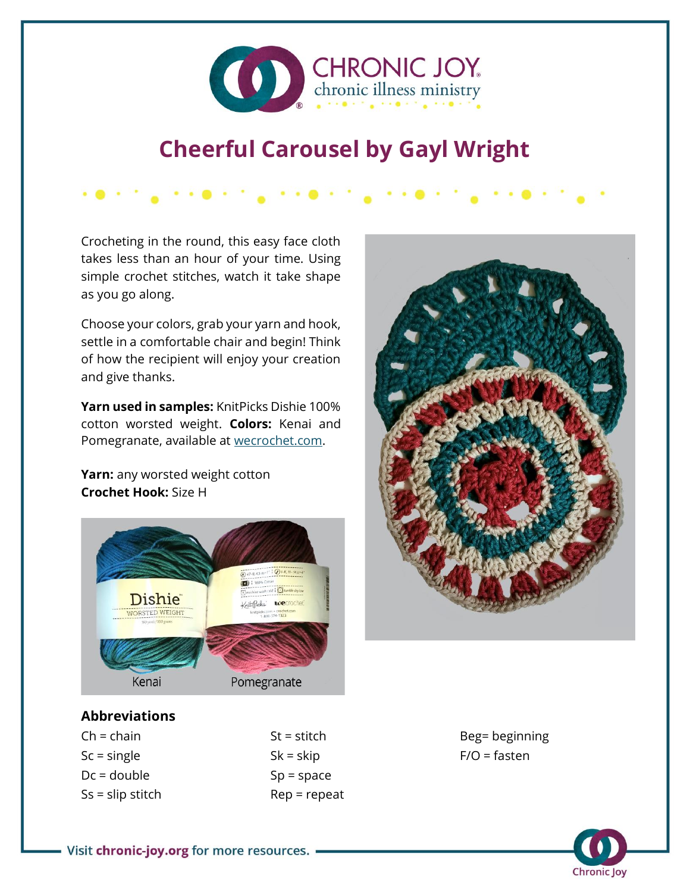# Cheerful Carousel by Gayl Wright

Crocheting in the round, this easy face cloth takes less than an hour of your time. Using simple crochet stitches, watch it take shape as you go along.

Choose your colors, grab your yarn and hook, settle in a comfortable chair and begin! Think of how the recipient will enjoy your creation and give thanks.

**Yarn used in samples:** KnitPicks Dishie 100% cotton worsted weight. **Colors:** Kenai and Pomegranate, available at wecrochet.com.

**Yarn:** any worsted weight cotton
**Crochet Hook:** Size H

## Abbreviations

Ch = chain
Sc = single
Dc = double
Ss = slip stitch
St = stitch
Sk = skip
Sp = space
Rep = repeat
Beg= beginning
F/O = fasten

Visit **chronic-joy.org** for more resources.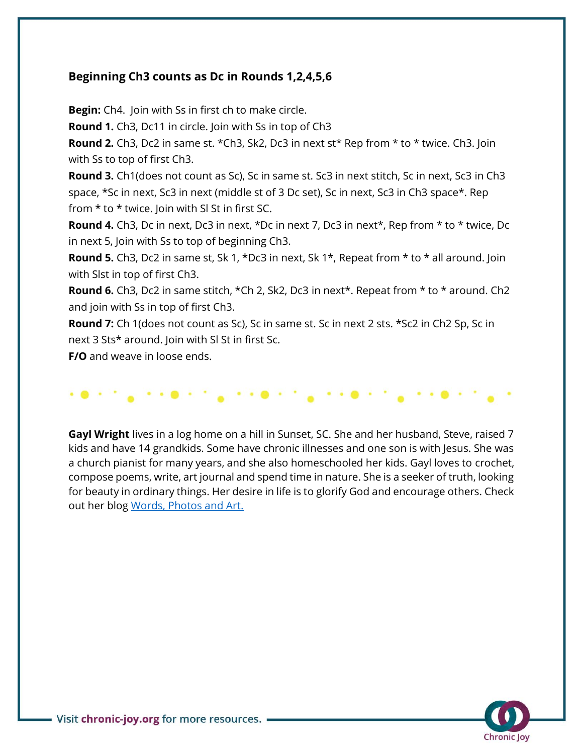**Beginning Ch3 counts as Dc in Rounds 1,2,4,5,6**

**Begin:** Ch4. Join with Ss in first ch to make circle.

**Round 1.** Ch3, Dc11 in circle. Join with Ss in top of Ch3

**Round 2.** Ch3, Dc2 in same st. *Ch3, Sk2, Dc3 in next st* Rep from * to * twice. Ch3. Join with Ss to top of first Ch3.

**Round 3.** Ch1(does not count as Sc), Sc in same st. Sc3 in next stitch, Sc in next, Sc3 in Ch3 space, *Sc in next, Sc3 in next (middle st of 3 Dc set), Sc in next, Sc3 in Ch3 space*. Rep from * to * twice. Join with Sl St in first SC.

**Round 4.** Ch3, Dc in next, Dc3 in next, *Dc in next 7, Dc3 in next*, Rep from * to * twice, Dc in next 5, Join with Ss to top of beginning Ch3.

**Round 5.** Ch3, Dc2 in same st, Sk 1, *Dc3 in next, Sk 1*, Repeat from * to * all around. Join with Slst in top of first Ch3.

**Round 6.** Ch3, Dc2 in same stitch, *Ch 2, Sk2, Dc3 in next*. Repeat from * to * around. Ch2 and join with Ss in top of first Ch3.

**Round 7:** Ch 1(does not count as Sc), Sc in same st. Sc in next 2 sts. *Sc2 in Ch2 Sp, Sc in next 3 Sts* around. Join with Sl St in first Sc.

**F/O** and weave in loose ends.

**Gayl Wright** lives in a log home on a hill in Sunset, SC. She and her husband, Steve, raised 7 kids and have 14 grandkids. Some have chronic illnesses and one son is with Jesus. She was a church pianist for many years, and she also homeschooled her kids. Gayl loves to crochet, compose poems, write, art journal and spend time in nature. She is a seeker of truth, looking for beauty in ordinary things. Her desire in life is to glorify God and encourage others. Check out her blog [Words, Photos and Art.]